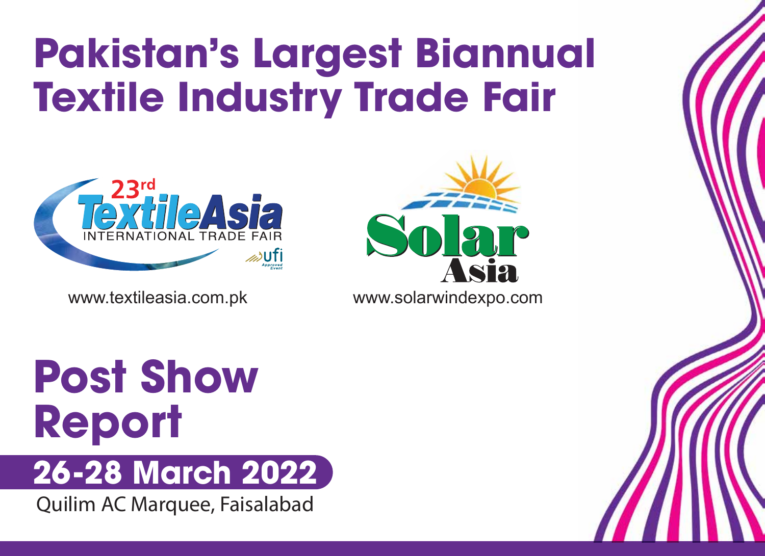# Pakistan's Largest Biannual Textile Industry Trade Fair

23rd TextileAsia INTERNATIONAL TRADE FAIR

ufi Approved Event

www.textileasia.com.pk

Solar Asia

www.solarwindexpo.com

# Post Show Report

## 26-28 March 2022

Quilim AC Marquee, Faisalabad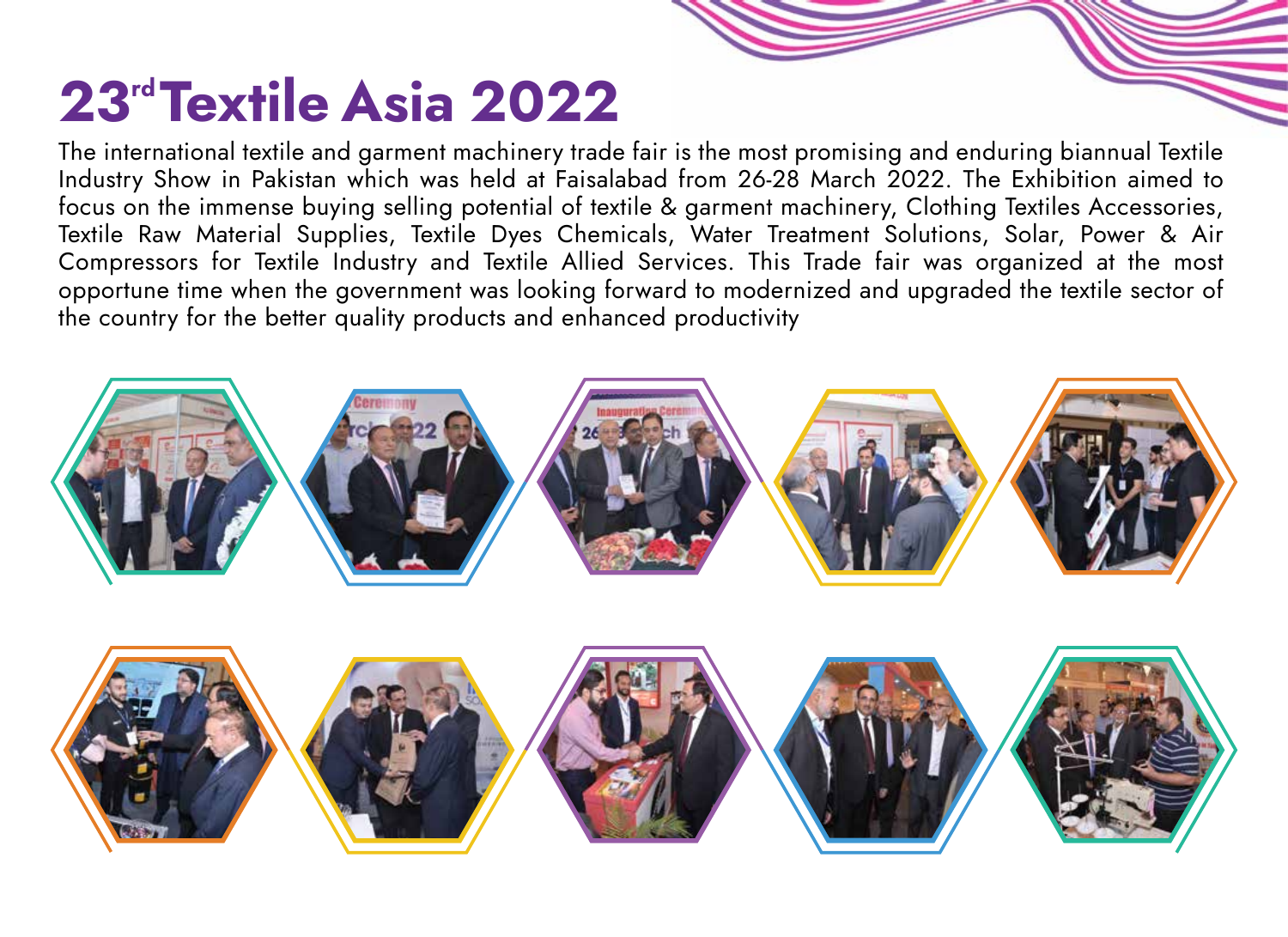# 23[rd] Textile Asia 2022

The international textile and garment machinery trade fair is the most promising and enduring biannual Textile Industry Show in Pakistan which was held at Faisalabad from 26-28 March 2022. The Exhibition aimed to focus on the immense buying selling potential of textile & garment machinery, Clothing Textiles Accessories, Textile Raw Material Supplies, Textile Dyes Chemicals, Water Treatment Solutions, Solar, Power & Air Compressors for Textile Industry and Textile Allied Services. This Trade fair was organized at the most opportune time when the government was looking forward to modernized and upgraded the textile sector of the country for the better quality products and enhanced productivity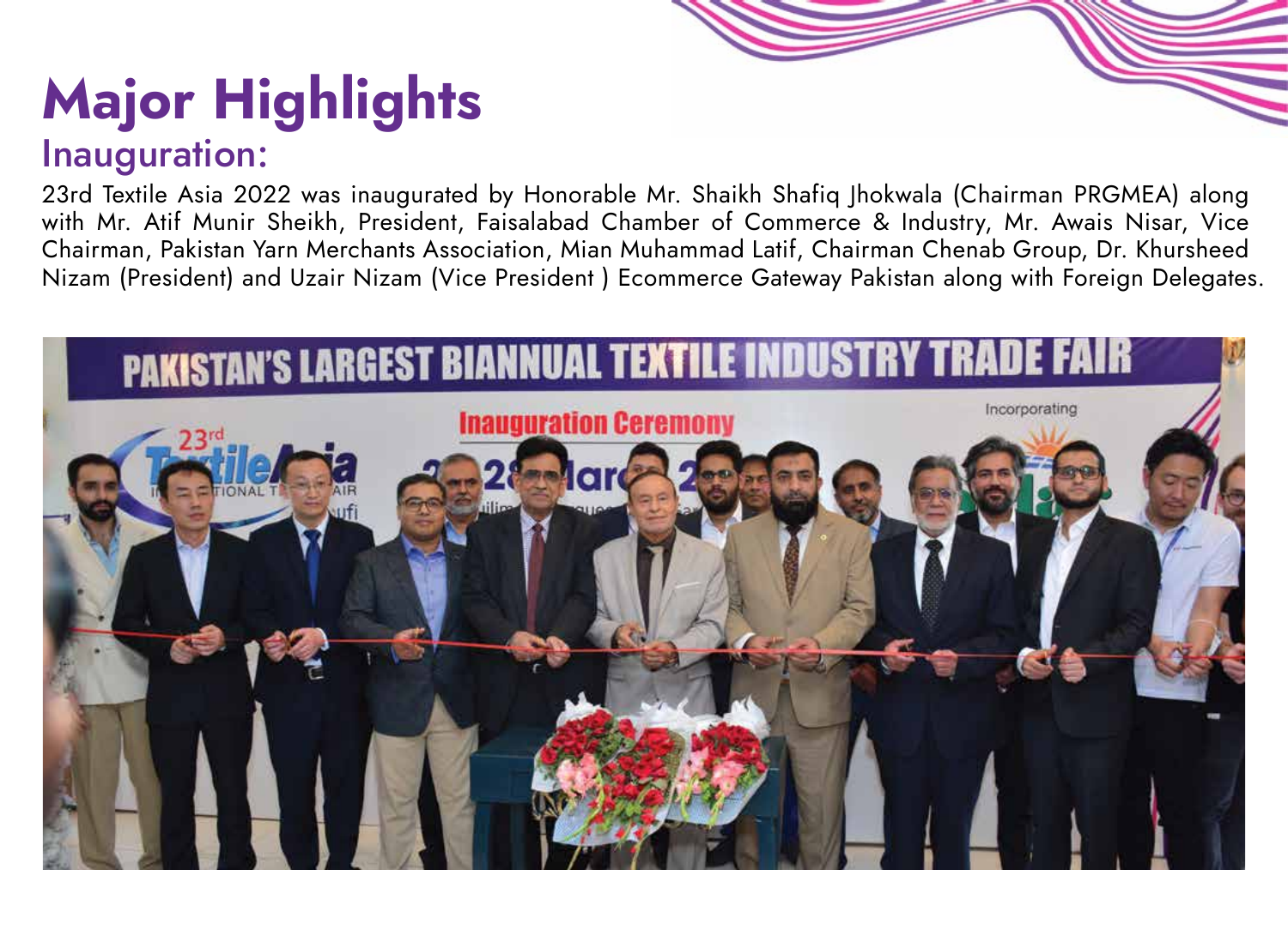# Major Highlights

## Inauguration:

23rd Textile Asia 2022 was inaugurated by Honorable Mr. Shaikh Shafiq Jhokwala (Chairman PRGMEA) along with Mr. Atif Munir Sheikh, President, Faisalabad Chamber of Commerce & Industry, Mr. Awais Nisar, Vice Chairman, Pakistan Yarn Merchants Association, Mian Muhammad Latif, Chairman Chenab Group, Dr. Khursheed Nizam (President) and Uzair Nizam (Vice President ) Ecommerce Gateway Pakistan along with Foreign Delegates.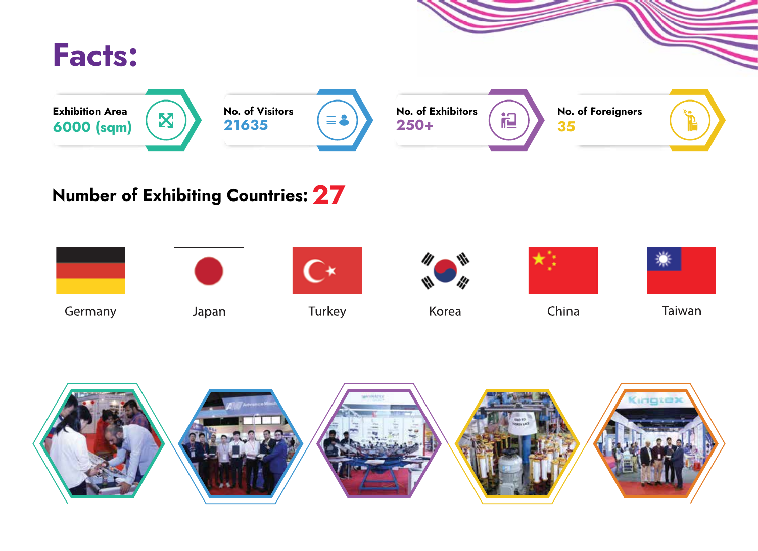# Facts:

**Exhibition Area**
6000 (sqm)

**No. of Visitors**
21635

**No. of Exhibitors**
250+

**No. of Foreigners**
35

## Number of Exhibiting Countries: 27

Germany

Japan

Turkey

Korea

China

Taiwan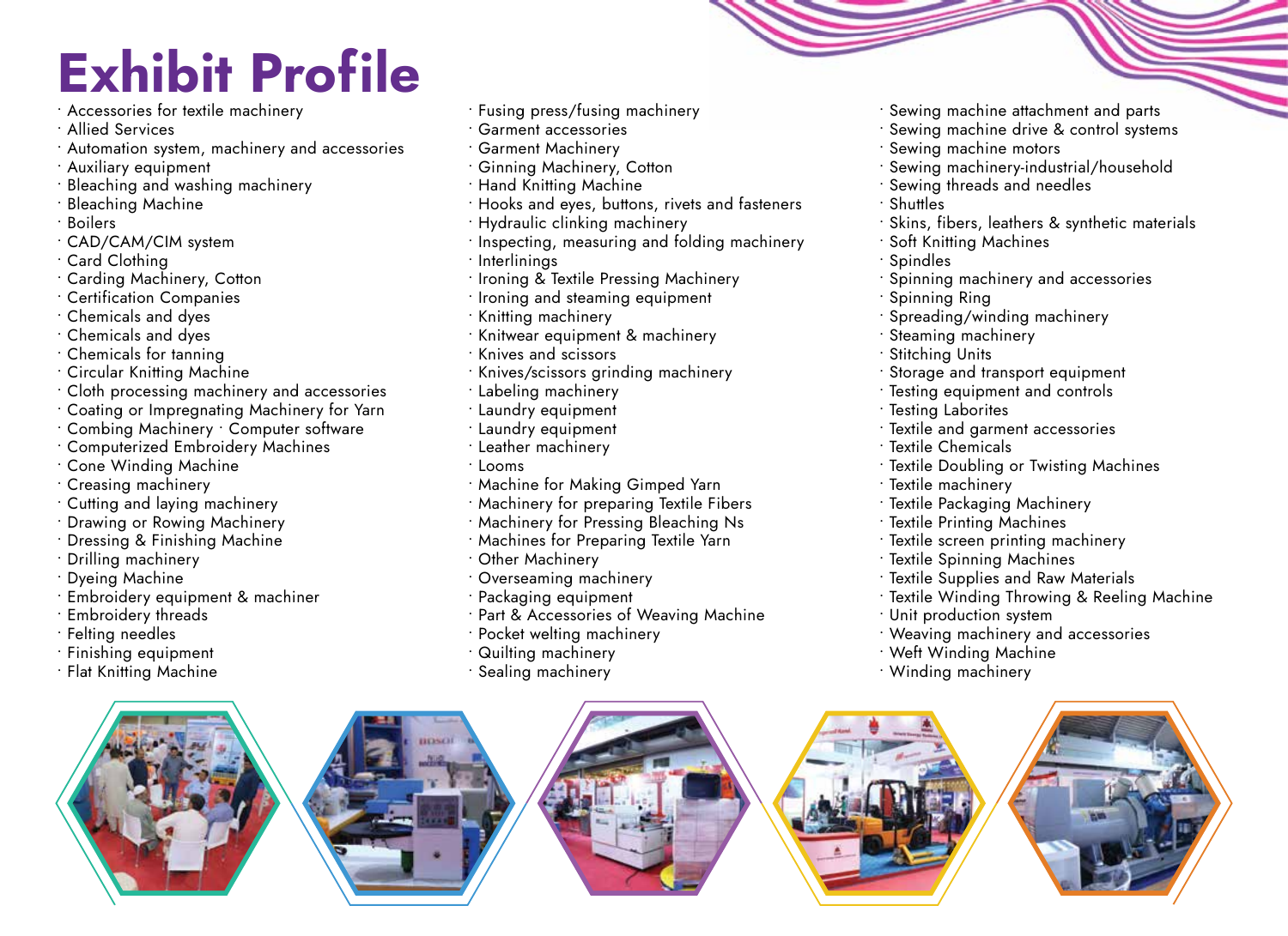# Exhibit Profile

- Accessories for textile machinery
- Allied Services
- Automation system, machinery and accessories
- Auxiliary equipment
- Bleaching and washing machinery
- Bleaching Machine
- Boilers
- CAD/CAM/CIM system
- Card Clothing
- Carding Machinery, Cotton
- Certification Companies
- Chemicals and dyes
- Chemicals and dyes
- Chemicals for tanning
- Circular Knitting Machine
- Cloth processing machinery and accessories
- Coating or Impregnating Machinery for Yarn
- Combing Machinery · Computer software
- Computerized Embroidery Machines
- Cone Winding Machine
- Creasing machinery
- Cutting and laying machinery
- Drawing or Rowing Machinery
- Dressing & Finishing Machine
- Drilling machinery
- Dyeing Machine
- Embroidery equipment & machiner
- Embroidery threads
- Felting needles
- Finishing equipment
- Flat Knitting Machine
- Fusing press/fusing machinery
- Garment accessories
- Garment Machinery
- Ginning Machinery, Cotton
- Hand Knitting Machine
- Hooks and eyes, buttons, rivets and fasteners
- Hydraulic clinking machinery
- Inspecting, measuring and folding machinery
- Interlinings
- Ironing & Textile Pressing Machinery
- Ironing and steaming equipment
- Knitting machinery
- Knitwear equipment & machinery
- Knives and scissors
- Knives/scissors grinding machinery
- Labeling machinery
- Laundry equipment
- Laundry equipment
- Leather machinery
- Looms
- Machine for Making Gimped Yarn
- Machinery for preparing Textile Fibers
- Machinery for Pressing Bleaching Ns
- Machines for Preparing Textile Yarn
- Other Machinery
- Overseaming machinery
- Packaging equipment
- Part & Accessories of Weaving Machine
- Pocket welting machinery
- Quilting machinery
- Sealing machinery
- Sewing machine attachment and parts
- Sewing machine drive & control systems
- Sewing machine motors
- Sewing machinery-industrial/household
- Sewing threads and needles
- Shuttles
- Skins, fibers, leathers & synthetic materials
- Soft Knitting Machines
- Spindles
- Spinning machinery and accessories
- Spinning Ring
- Spreading/winding machinery
- Steaming machinery
- Stitching Units
- Storage and transport equipment
- Testing equipment and controls
- Testing Laborites
- Textile and garment accessories
- Textile Chemicals
- Textile Doubling or Twisting Machines
- Textile machinery
- Textile Packaging Machinery
- Textile Printing Machines
- Textile screen printing machinery
- Textile Spinning Machines
- Textile Supplies and Raw Materials
- Textile Winding Throwing & Reeling Machine
- Unit production system
- Weaving machinery and accessories
- Weft Winding Machine
- Winding machinery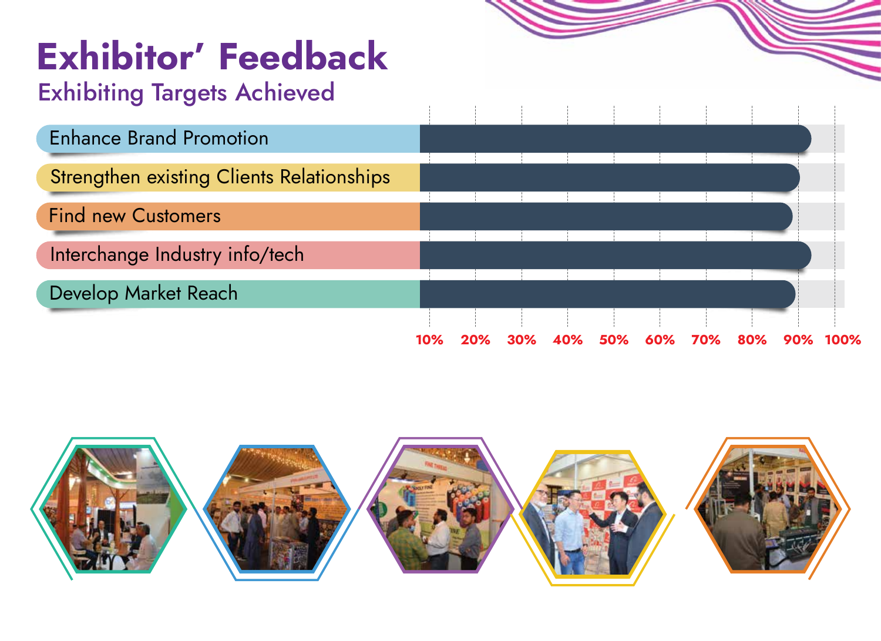# Exhibitor' Feedback

## Exhibiting Targets Achieved

- Enhance Brand Promotion
- Strengthen existing Clients Relationships
- Find new Customers
- Interchange Industry info/tech
- Develop Market Reach

10% 20% 30% 40% 50% 60% 70% 80% 90% 100%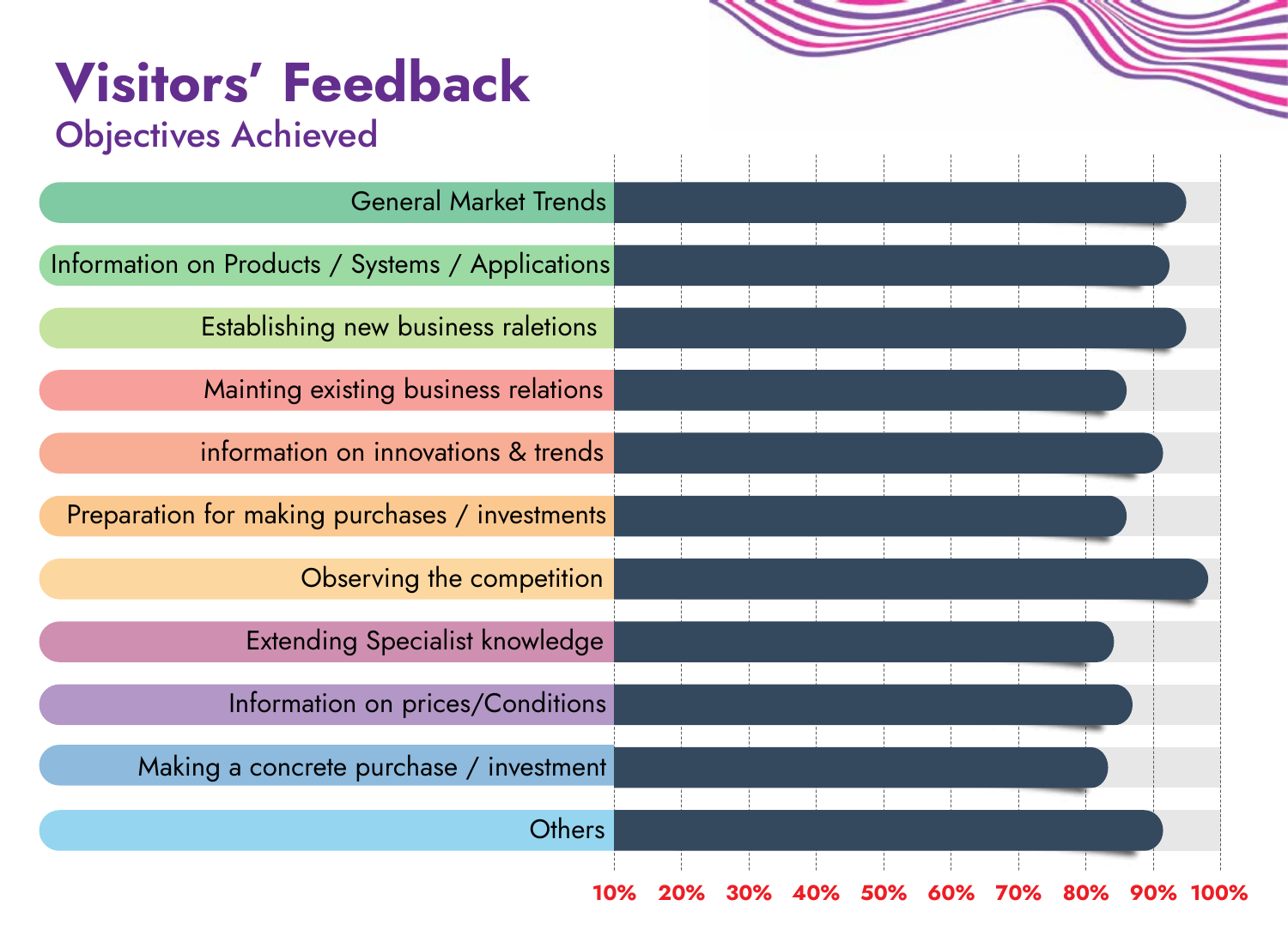# Visitors' Feedback

## Objectives Achieved

- General Market Trends
- Information on Products / Systems / Applications
- Establishing new business raletions
- Mainting existing business relations
- information on innovations & trends
- Preparation for making purchases / investments
- Observing the competition
- Extending Specialist knowledge
- Information on prices/Conditions
- Making a concrete purchase / investment
- Others

10% 20% 30% 40% 50% 60% 70% 80% 90% 100%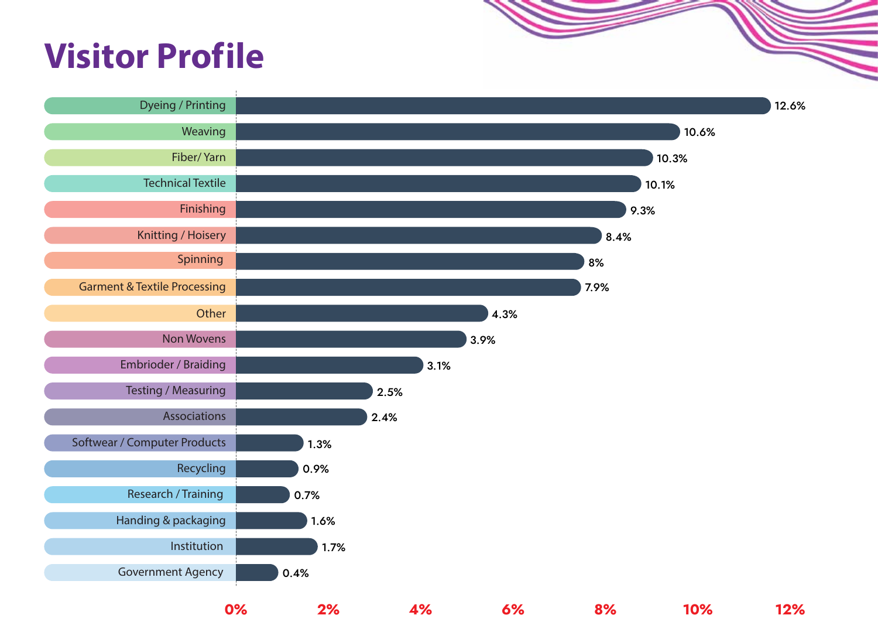# Visitor Profile

| Category | Percentage |
|---|---|
| Dyeing / Printing | 12.6% |
| Weaving | 10.6% |
| Fiber/ Yarn | 10.3% |
| Technical Textile | 10.1% |
| Finishing | 9.3% |
| Knitting / Hoisery | 8.4% |
| Spinning | 8% |
| Garment & Textile Processing | 7.9% |
| Other | 4.3% |
| Non Wovens | 3.9% |
| Embrioder / Braiding | 3.1% |
| Testing / Measuring | 2.5% |
| Associations | 2.4% |
| Softwear / Computer Products | 1.3% |
| Recycling | 0.9% |
| Research / Training | 0.7% |
| Handing & packaging | 1.6% |
| Institution | 1.7% |
| Government Agency | 0.4% |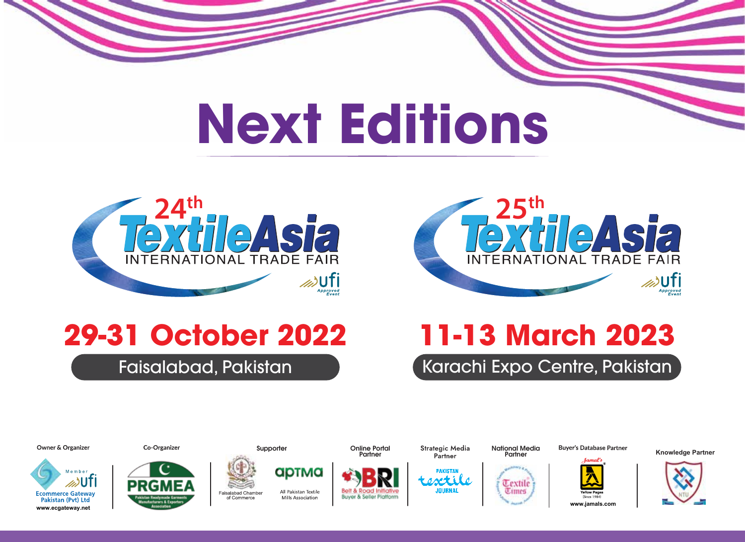# Next Editions

24th TextileAsia INTERNATIONAL TRADE FAIR

ufi Approved Event

## 29-31 October 2022

Faisalabad, Pakistan

25th TextileAsia INTERNATIONAL TRADE FAIR

ufi Approved Event

## 11-13 March 2023

Karachi Expo Centre, Pakistan

**Owner & Organizer**

Member ufi
Ecommerce Gateway Pakistan (Pvt) Ltd
www.ecgateway.net

**Co-Organizer**

PRGMEA
Pakistan Readymade Garments Manufacturers & Exporters Association

**Supporter**

Faisalabad Chamber of Commerce

aptma
All Pakistan Textile Mills Association

**Online Portal Partner**

BRI
Belt & Road Initiative Buyer & Seller Platform

**Strategic Media Partner**

Pakistan Textile Journal

**National Media Partner**

Textile Times

**Buyer's Database Partner**

Jamal's
Yellow Pages (Since 1984)
www.jamals.com

**Knowledge Partner**

NTU